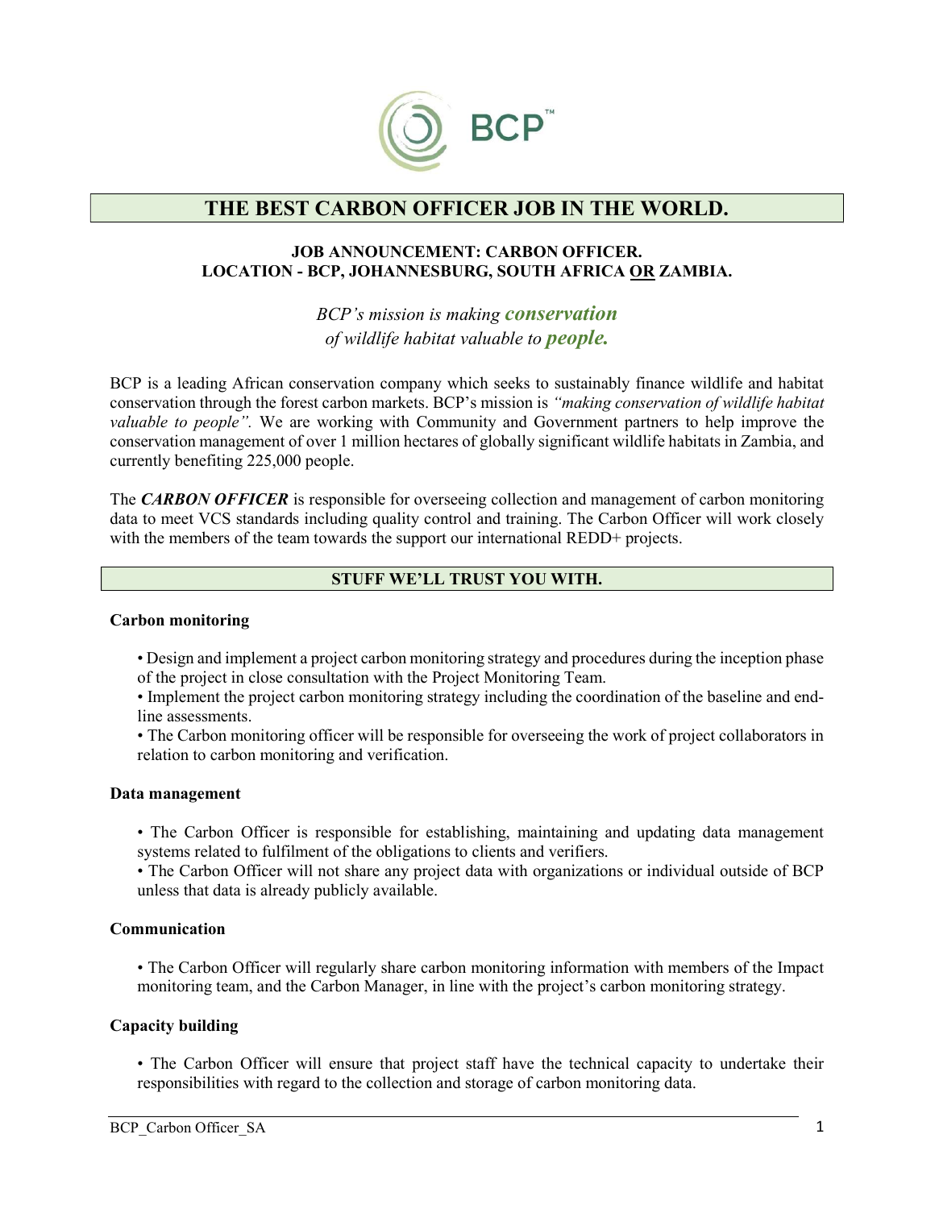BCP™

# THE BEST CARBON OFFICER JOB IN THE WORLD.

**JOB ANNOUNCEMENT: CARBON OFFICER.**
**LOCATION - BCP, JOHANNESBURG, SOUTH AFRICA OR ZAMBIA.**

*BCP's mission is making **conservation** of wildlife habitat valuable to **people.***

BCP is a leading African conservation company which seeks to sustainably finance wildlife and habitat conservation through the forest carbon markets. BCP's mission is *"making conservation of wildlife habitat valuable to people".* We are working with Community and Government partners to help improve the conservation management of over 1 million hectares of globally significant wildlife habitats in Zambia, and currently benefiting 225,000 people.

The ***CARBON OFFICER*** is responsible for overseeing collection and management of carbon monitoring data to meet VCS standards including quality control and training. The Carbon Officer will work closely with the members of the team towards the support our international REDD+ projects.

## STUFF WE'LL TRUST YOU WITH.

### Carbon monitoring

- Design and implement a project carbon monitoring strategy and procedures during the inception phase of the project in close consultation with the Project Monitoring Team.
- Implement the project carbon monitoring strategy including the coordination of the baseline and end-line assessments.
- The Carbon monitoring officer will be responsible for overseeing the work of project collaborators in relation to carbon monitoring and verification.

### Data management

- The Carbon Officer is responsible for establishing, maintaining and updating data management systems related to fulfilment of the obligations to clients and verifiers.
- The Carbon Officer will not share any project data with organizations or individual outside of BCP unless that data is already publicly available.

### Communication

- The Carbon Officer will regularly share carbon monitoring information with members of the Impact monitoring team, and the Carbon Manager, in line with the project's carbon monitoring strategy.

### Capacity building

- The Carbon Officer will ensure that project staff have the technical capacity to undertake their responsibilities with regard to the collection and storage of carbon monitoring data.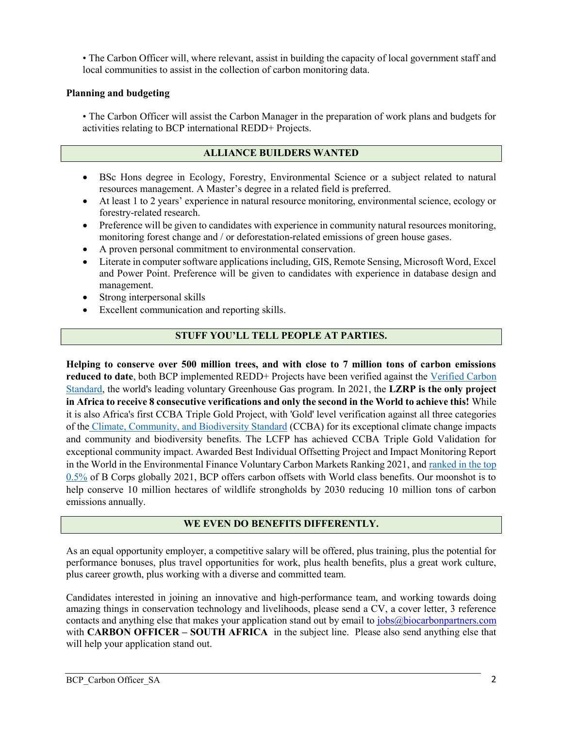• The Carbon Officer will, where relevant, assist in building the capacity of local government staff and local communities to assist in the collection of carbon monitoring data.

**Planning and budgeting**

• The Carbon Officer will assist the Carbon Manager in the preparation of work plans and budgets for activities relating to BCP international REDD+ Projects.

## ALLIANCE BUILDERS WANTED

- BSc Hons degree in Ecology, Forestry, Environmental Science or a subject related to natural resources management. A Master's degree in a related field is preferred.
- At least 1 to 2 years' experience in natural resource monitoring, environmental science, ecology or forestry-related research.
- Preference will be given to candidates with experience in community natural resources monitoring, monitoring forest change and / or deforestation-related emissions of green house gases.
- A proven personal commitment to environmental conservation.
- Literate in computer software applications including, GIS, Remote Sensing, Microsoft Word, Excel and Power Point. Preference will be given to candidates with experience in database design and management.
- Strong interpersonal skills
- Excellent communication and reporting skills.

## STUFF YOU'LL TELL PEOPLE AT PARTIES.

**Helping to conserve over 500 million trees, and with close to 7 million tons of carbon emissions reduced to date**, both BCP implemented REDD+ Projects have been verified against the Verified Carbon Standard, the world's leading voluntary Greenhouse Gas program. In 2021, the **LZRP is the only project in Africa to receive 8 consecutive verifications and only the second in the World to achieve this!** While it is also Africa's first CCBA Triple Gold Project, with 'Gold' level verification against all three categories of the Climate, Community, and Biodiversity Standard (CCBA) for its exceptional climate change impacts and community and biodiversity benefits. The LCFP has achieved CCBA Triple Gold Validation for exceptional community impact. Awarded Best Individual Offsetting Project and Impact Monitoring Report in the World in the Environmental Finance Voluntary Carbon Markets Ranking 2021, and ranked in the top 0.5% of B Corps globally 2021, BCP offers carbon offsets with World class benefits. Our moonshot is to help conserve 10 million hectares of wildlife strongholds by 2030 reducing 10 million tons of carbon emissions annually.

## WE EVEN DO BENEFITS DIFFERENTLY.

As an equal opportunity employer, a competitive salary will be offered, plus training, plus the potential for performance bonuses, plus travel opportunities for work, plus health benefits, plus a great work culture, plus career growth, plus working with a diverse and committed team.

Candidates interested in joining an innovative and high-performance team, and working towards doing amazing things in conservation technology and livelihoods, please send a CV, a cover letter, 3 reference contacts and anything else that makes your application stand out by email to jobs@biocarbonpartners.com with **CARBON OFFICER – SOUTH AFRICA** in the subject line. Please also send anything else that will help your application stand out.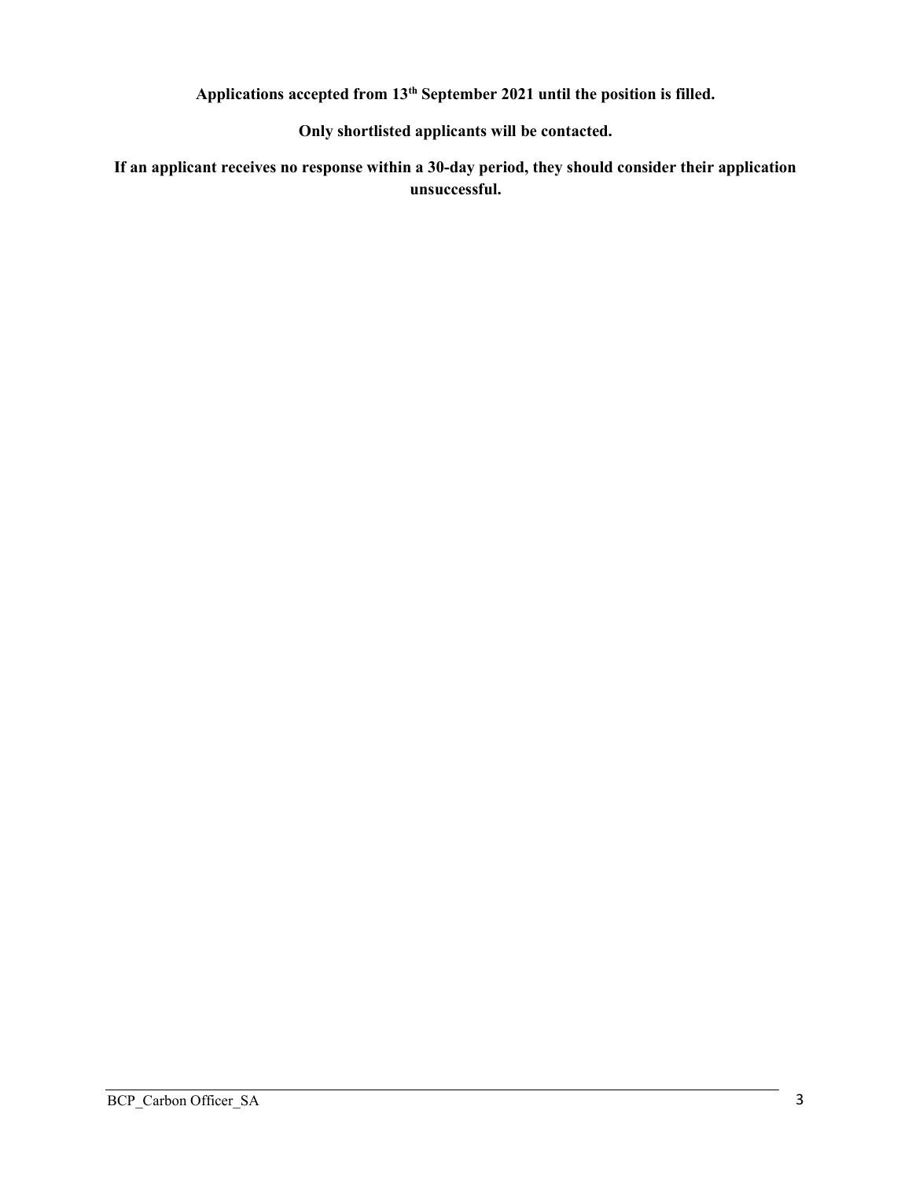**Applications accepted from 13th September 2021 until the position is filled.**

**Only shortlisted applicants will be contacted.**

**If an applicant receives no response within a 30-day period, they should consider their application unsuccessful.**